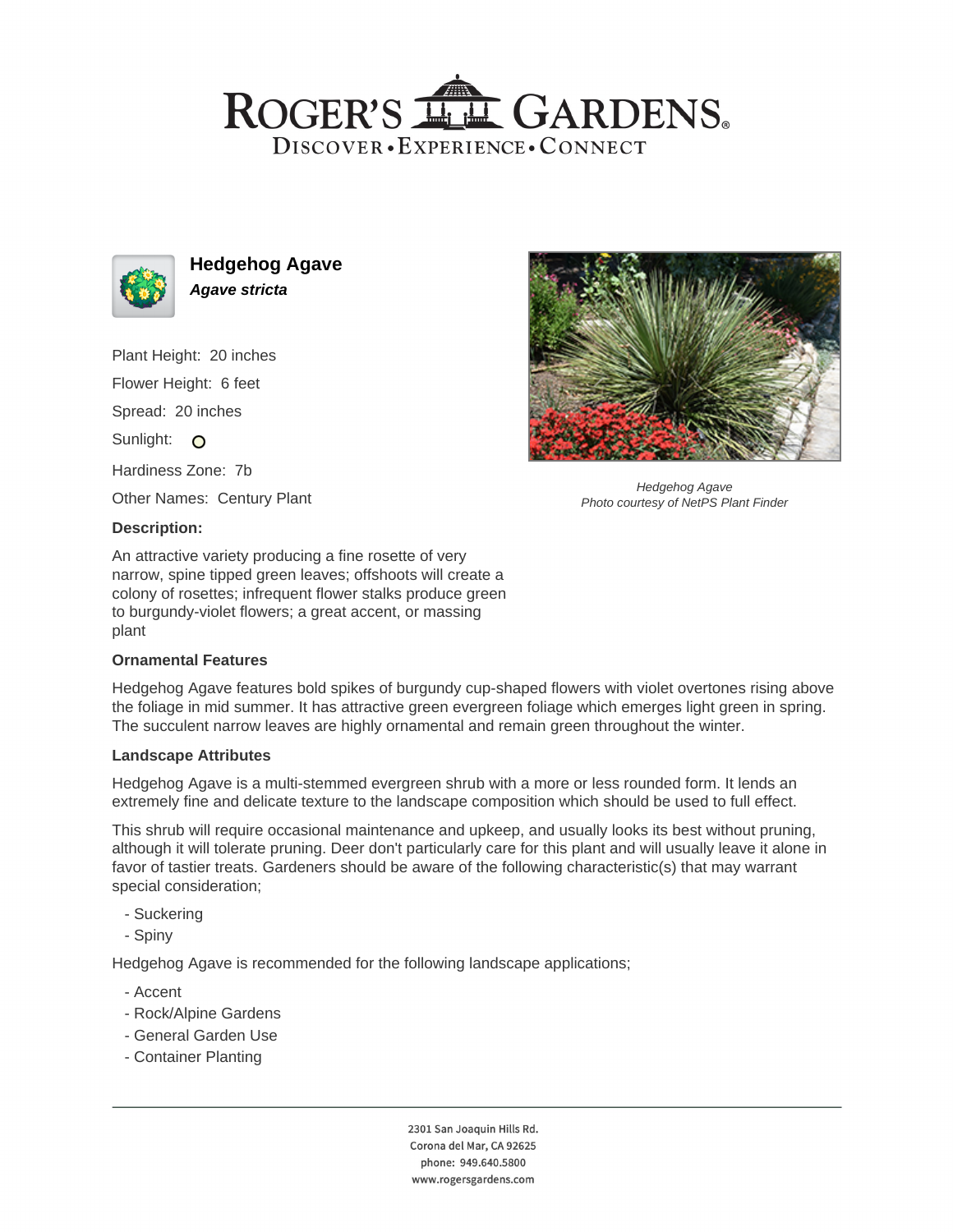# ROGER'S GARDENS

DISCOVER • EXPERIENCE • CONNECT

## Hedgehog Agave

***Agave stricta***

Plant Height: 20 inches

Flower Height: 6 feet

Spread: 20 inches

Sunlight:

Hardiness Zone: 7b

Other Names: Century Plant

*Hedgehog Agave*
*Photo courtesy of NetPS Plant Finder*

### Description:

An attractive variety producing a fine rosette of very narrow, spine tipped green leaves; offshoots will create a colony of rosettes; infrequent flower stalks produce green to burgundy-violet flowers; a great accent, or massing plant

### Ornamental Features

Hedgehog Agave features bold spikes of burgundy cup-shaped flowers with violet overtones rising above the foliage in mid summer. It has attractive green evergreen foliage which emerges light green in spring. The succulent narrow leaves are highly ornamental and remain green throughout the winter.

### Landscape Attributes

Hedgehog Agave is a multi-stemmed evergreen shrub with a more or less rounded form. It lends an extremely fine and delicate texture to the landscape composition which should be used to full effect.

This shrub will require occasional maintenance and upkeep, and usually looks its best without pruning, although it will tolerate pruning. Deer don't particularly care for this plant and will usually leave it alone in favor of tastier treats. Gardeners should be aware of the following characteristic(s) that may warrant special consideration;

- Suckering
- Spiny

Hedgehog Agave is recommended for the following landscape applications;

- Accent
- Rock/Alpine Gardens
- General Garden Use
- Container Planting

2301 San Joaquin Hills Rd.
Corona del Mar, CA 92625
phone: 949.640.5800
www.rogersgardens.com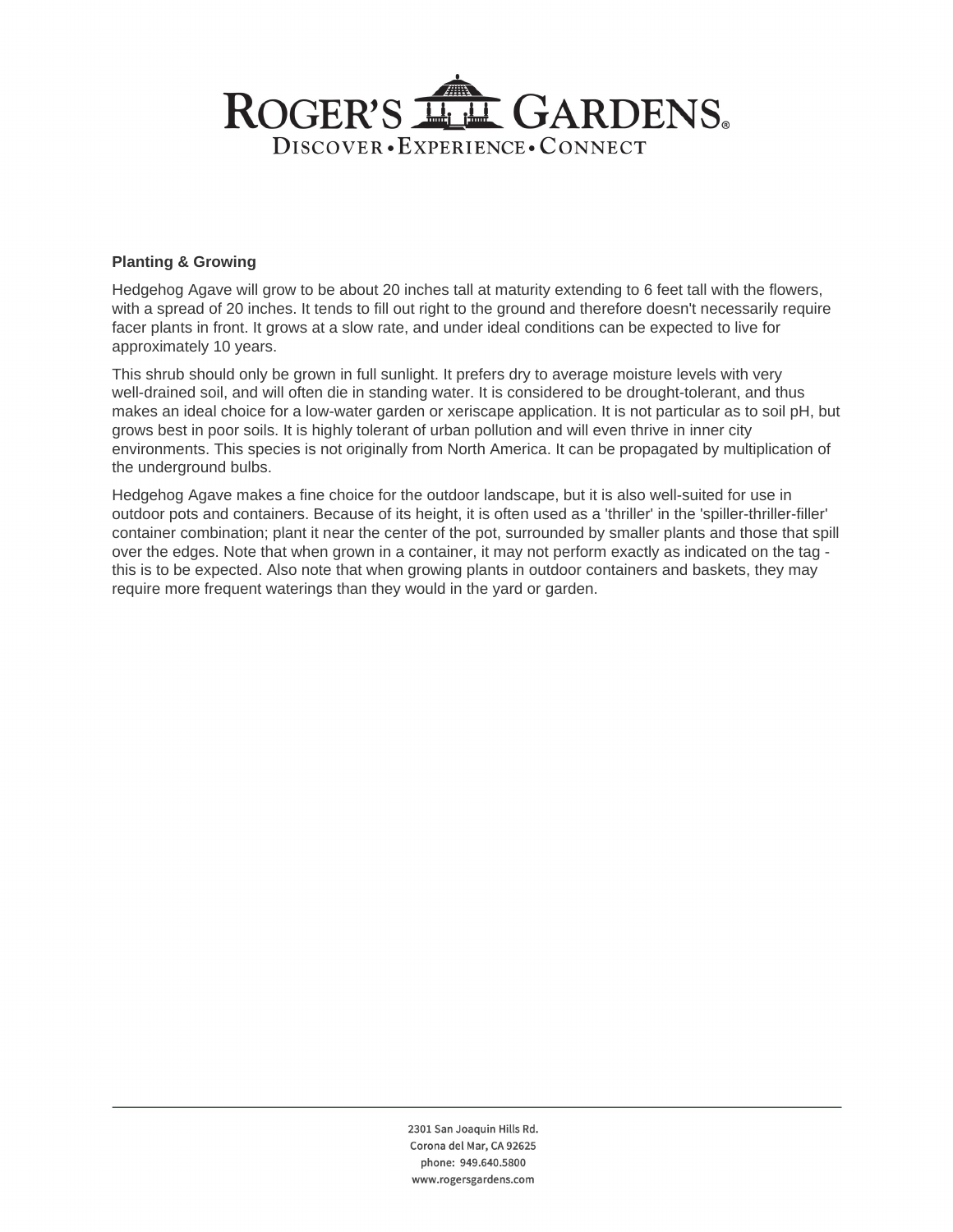**Planting & Growing**

Hedgehog Agave will grow to be about 20 inches tall at maturity extending to 6 feet tall with the flowers, with a spread of 20 inches. It tends to fill out right to the ground and therefore doesn't necessarily require facer plants in front. It grows at a slow rate, and under ideal conditions can be expected to live for approximately 10 years.

This shrub should only be grown in full sunlight. It prefers dry to average moisture levels with very well-drained soil, and will often die in standing water. It is considered to be drought-tolerant, and thus makes an ideal choice for a low-water garden or xeriscape application. It is not particular as to soil pH, but grows best in poor soils. It is highly tolerant of urban pollution and will even thrive in inner city environments. This species is not originally from North America. It can be propagated by multiplication of the underground bulbs.

Hedgehog Agave makes a fine choice for the outdoor landscape, but it is also well-suited for use in outdoor pots and containers. Because of its height, it is often used as a 'thriller' in the 'spiller-thriller-filler' container combination; plant it near the center of the pot, surrounded by smaller plants and those that spill over the edges. Note that when grown in a container, it may not perform exactly as indicated on the tag - this is to be expected. Also note that when growing plants in outdoor containers and baskets, they may require more frequent waterings than they would in the yard or garden.